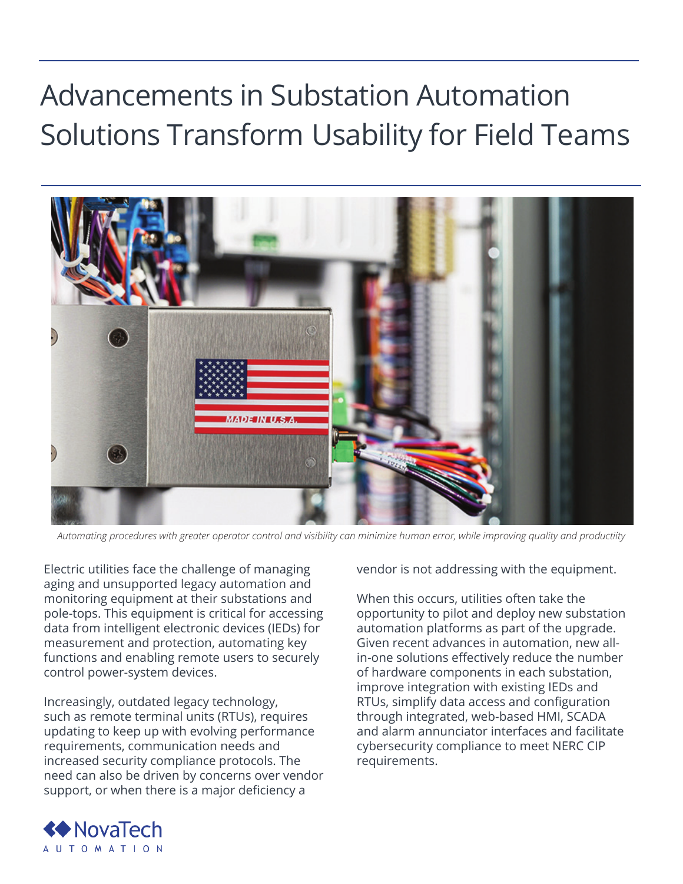# Advancements in Substation Automation Solutions Transform Usability for Field Teams

*Automating procedures with greater operator control and visibility can minimize human error, while improving quality and productiity*

Electric utilities face the challenge of managing aging and unsupported legacy automation and monitoring equipment at their substations and pole-tops. This equipment is critical for accessing data from intelligent electronic devices (IEDs) for measurement and protection, automating key functions and enabling remote users to securely control power-system devices.

Increasingly, outdated legacy technology, such as remote terminal units (RTUs), requires updating to keep up with evolving performance requirements, communication needs and increased security compliance protocols. The need can also be driven by concerns over vendor support, or when there is a major deficiency a vendor is not addressing with the equipment.

When this occurs, utilities often take the opportunity to pilot and deploy new substation automation platforms as part of the upgrade. Given recent advances in automation, new all-in-one solutions effectively reduce the number of hardware components in each substation, improve integration with existing IEDs and RTUs, simplify data access and configuration through integrated, web-based HMI, SCADA and alarm annunciator interfaces and facilitate cybersecurity compliance to meet NERC CIP requirements.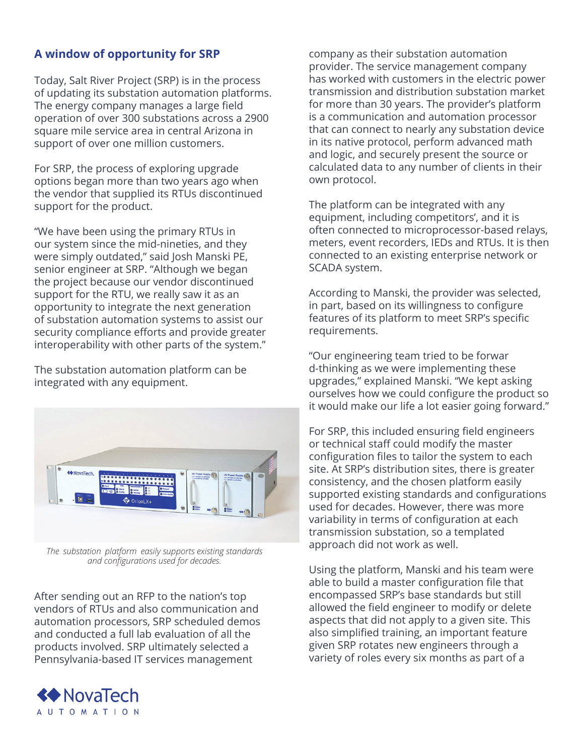## A window of opportunity for SRP

Today, Salt River Project (SRP) is in the process of updating its substation automation platforms. The energy company manages a large field operation of over 300 substations across a 2900 square mile service area in central Arizona in support of over one million customers.

For SRP, the process of exploring upgrade options began more than two years ago when the vendor that supplied its RTUs discontinued support for the product.

"We have been using the primary RTUs in our system since the mid-nineties, and they were simply outdated," said Josh Manski PE, senior engineer at SRP. "Although we began the project because our vendor discontinued support for the RTU, we really saw it as an opportunity to integrate the next generation of substation automation systems to assist our security compliance efforts and provide greater interoperability with other parts of the system."

The substation automation platform can be integrated with any equipment.

*The substation platform easily supports existing standards and configurations used for decades.*

After sending out an RFP to the nation's top vendors of RTUs and also communication and automation processors, SRP scheduled demos and conducted a full lab evaluation of all the products involved. SRP ultimately selected a Pennsylvania-based IT services management company as their substation automation provider. The service management company has worked with customers in the electric power transmission and distribution substation market for more than 30 years. The provider's platform is a communication and automation processor that can connect to nearly any substation device in its native protocol, perform advanced math and logic, and securely present the source or calculated data to any number of clients in their own protocol.

The platform can be integrated with any equipment, including competitors', and it is often connected to microprocessor-based relays, meters, event recorders, IEDs and RTUs. It is then connected to an existing enterprise network or SCADA system.

According to Manski, the provider was selected, in part, based on its willingness to configure features of its platform to meet SRP's specific requirements.

"Our engineering team tried to be forward-thinking as we were implementing these upgrades," explained Manski. "We kept asking ourselves how we could configure the product so it would make our life a lot easier going forward."

For SRP, this included ensuring field engineers or technical staff could modify the master configuration files to tailor the system to each site. At SRP's distribution sites, there is greater consistency, and the chosen platform easily supported existing standards and configurations used for decades. However, there was more variability in terms of configuration at each transmission substation, so a templated approach did not work as well.

Using the platform, Manski and his team were able to build a master configuration file that encompassed SRP's base standards but still allowed the field engineer to modify or delete aspects that did not apply to a given site. This also simplified training, an important feature given SRP rotates new engineers through a variety of roles every six months as part of a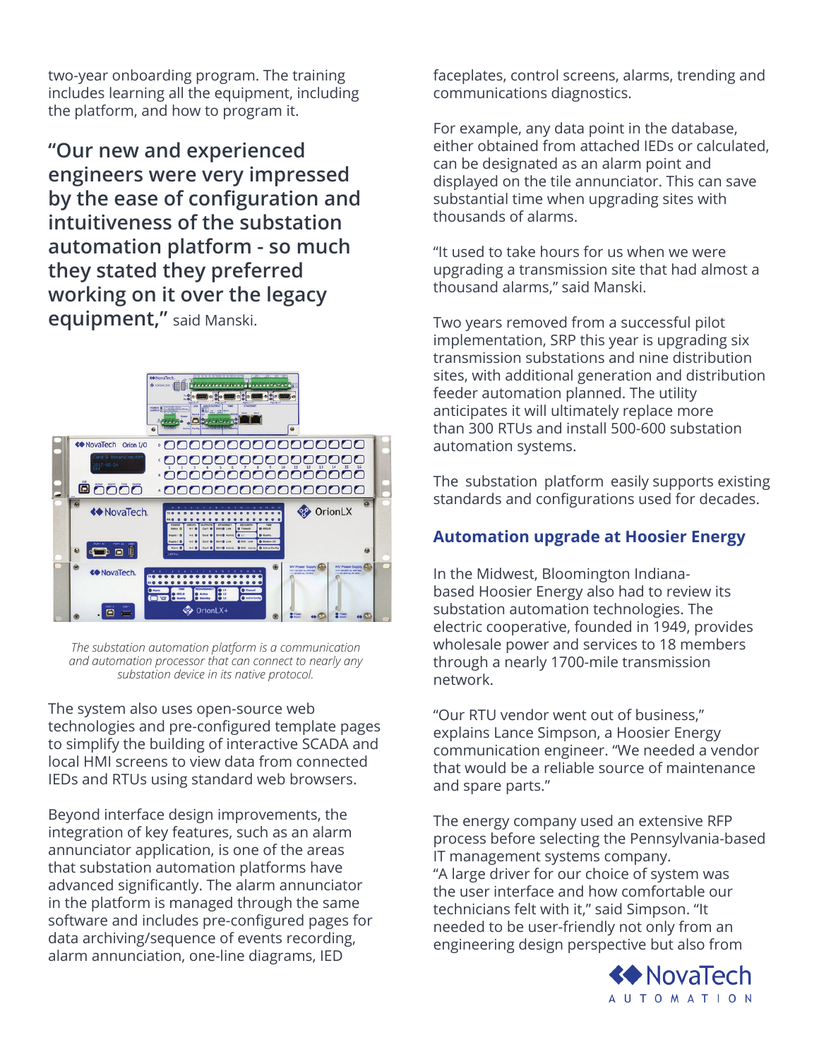two-year onboarding program. The training includes learning all the equipment, including the platform, and how to program it.

**"Our new and experienced engineers were very impressed by the ease of configuration and intuitiveness of the substation automation platform - so much they stated they preferred working on it over the legacy equipment,"** said Manski.

*The substation automation platform is a communication and automation processor that can connect to nearly any substation device in its native protocol.*

The system also uses open-source web technologies and pre-configured template pages to simplify the building of interactive SCADA and local HMI screens to view data from connected IEDs and RTUs using standard web browsers.

Beyond interface design improvements, the integration of key features, such as an alarm annunciator application, is one of the areas that substation automation platforms have advanced significantly. The alarm annunciator in the platform is managed through the same software and includes pre-configured pages for data archiving/sequence of events recording, alarm annunciation, one-line diagrams, IED faceplates, control screens, alarms, trending and communications diagnostics.

For example, any data point in the database, either obtained from attached IEDs or calculated, can be designated as an alarm point and displayed on the tile annunciator. This can save substantial time when upgrading sites with thousands of alarms.

"It used to take hours for us when we were upgrading a transmission site that had almost a thousand alarms," said Manski.

Two years removed from a successful pilot implementation, SRP this year is upgrading six transmission substations and nine distribution sites, with additional generation and distribution feeder automation planned. The utility anticipates it will ultimately replace more than 300 RTUs and install 500-600 substation automation systems.

The substation platform easily supports existing standards and configurations used for decades.

## Automation upgrade at Hoosier Energy

In the Midwest, Bloomington Indiana-based Hoosier Energy also had to review its substation automation technologies. The electric cooperative, founded in 1949, provides wholesale power and services to 18 members through a nearly 1700-mile transmission network.

"Our RTU vendor went out of business," explains Lance Simpson, a Hoosier Energy communication engineer. "We needed a vendor that would be a reliable source of maintenance and spare parts."

The energy company used an extensive RFP process before selecting the Pennsylvania-based IT management systems company.
"A large driver for our choice of system was the user interface and how comfortable our technicians felt with it," said Simpson. "It needed to be user-friendly not only from an engineering design perspective but also from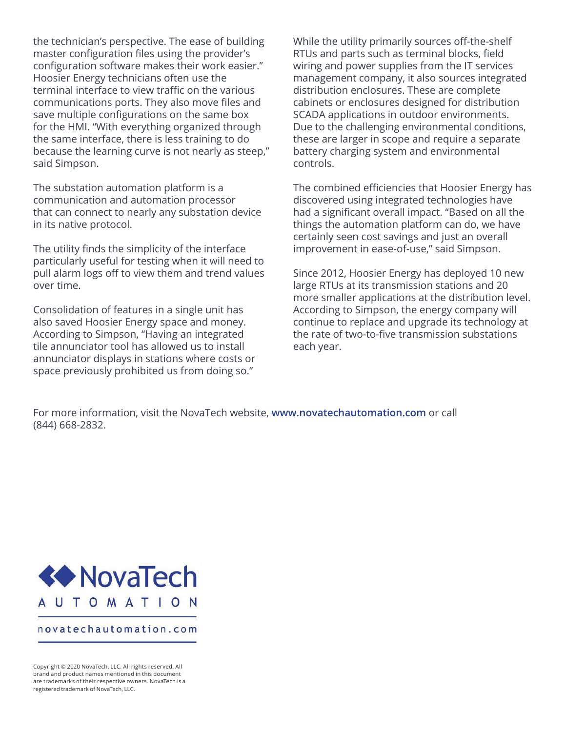the technician's perspective. The ease of building master configuration files using the provider's configuration software makes their work easier." Hoosier Energy technicians often use the terminal interface to view traffic on the various communications ports. They also move files and save multiple configurations on the same box for the HMI. "With everything organized through the same interface, there is less training to do because the learning curve is not nearly as steep," said Simpson.

The substation automation platform is a communication and automation processor that can connect to nearly any substation device in its native protocol.

The utility finds the simplicity of the interface particularly useful for testing when it will need to pull alarm logs off to view them and trend values over time.

Consolidation of features in a single unit has also saved Hoosier Energy space and money. According to Simpson, "Having an integrated tile annunciator tool has allowed us to install annunciator displays in stations where costs or space previously prohibited us from doing so."

While the utility primarily sources off-the-shelf RTUs and parts such as terminal blocks, field wiring and power supplies from the IT services management company, it also sources integrated distribution enclosures. These are complete cabinets or enclosures designed for distribution SCADA applications in outdoor environments. Due to the challenging environmental conditions, these are larger in scope and require a separate battery charging system and environmental controls.

The combined efficiencies that Hoosier Energy has discovered using integrated technologies have had a significant overall impact. "Based on all the things the automation platform can do, we have certainly seen cost savings and just an overall improvement in ease-of-use," said Simpson.

Since 2012, Hoosier Energy has deployed 10 new large RTUs at its transmission stations and 20 more smaller applications at the distribution level. According to Simpson, the energy company will continue to replace and upgrade its technology at the rate of two-to-five transmission substations each year.

For more information, visit the NovaTech website, **www.novatechautomation.com** or call (844) 668-2832.

NovaTech AUTOMATION

novatechautomation.com

Copyright © 2020 NovaTech, LLC. All rights reserved. All brand and product names mentioned in this document are trademarks of their respective owners. NovaTech is a registered trademark of NovaTech, LLC.